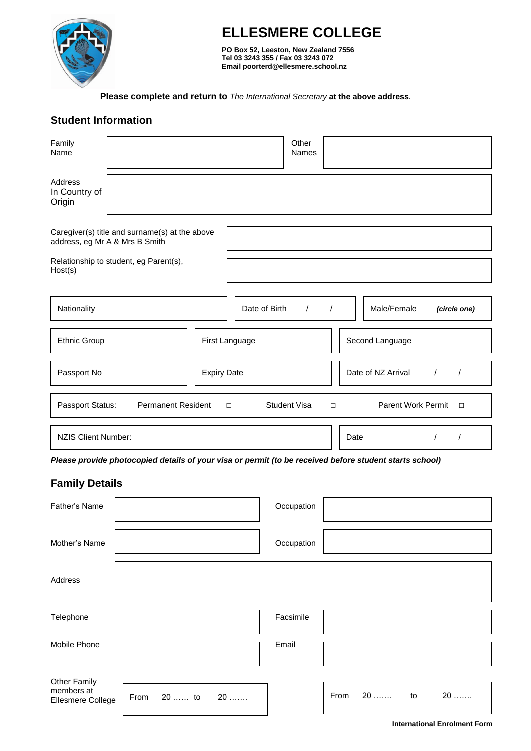# ELLESMERE COLLEGE

**PO Box 52, Leeston, New Zealand 7556**
**Tel 03 3243 355 / Fax 03 3243 072**
**Email poorterd@ellesmere.school.nz**

**Please complete and return to** *The International Secretary* **at the above address**.

## Student Information

| Family Name | | Other Names | |
|---|---|---|---|

| Address In Country of Origin | |
|---|---|

| Caregiver(s) title and surname(s) at the above address, eg Mr A & Mrs B Smith | |
|---|---|
| Relationship to student, eg Parent(s), Host(s) | |

| Nationality | Date of Birth / / | Male/Female *(circle one)* |
|---|---|---|
| Ethnic Group | First Language | Second Language |
| Passport No | Expiry Date | Date of NZ Arrival / / |

Passport Status: Permanent Resident □ Student Visa □ Parent Work Permit □

| NZIS Client Number: | Date / / |
|---|---|

***Please provide photocopied details of your visa or permit (to be received before student starts school)***

## Family Details

| Father's Name | | Occupation | |
|---|---|---|---|
| Mother's Name | | Occupation | |

| Address | |
|---|---|

| Telephone | | Facsimile | |
|---|---|---|---|
| Mobile Phone | | Email | |

| Other Family members at Ellesmere College | From 20 …… to 20 ……. | From 20 ……. to 20 ……. |
|---|---|---|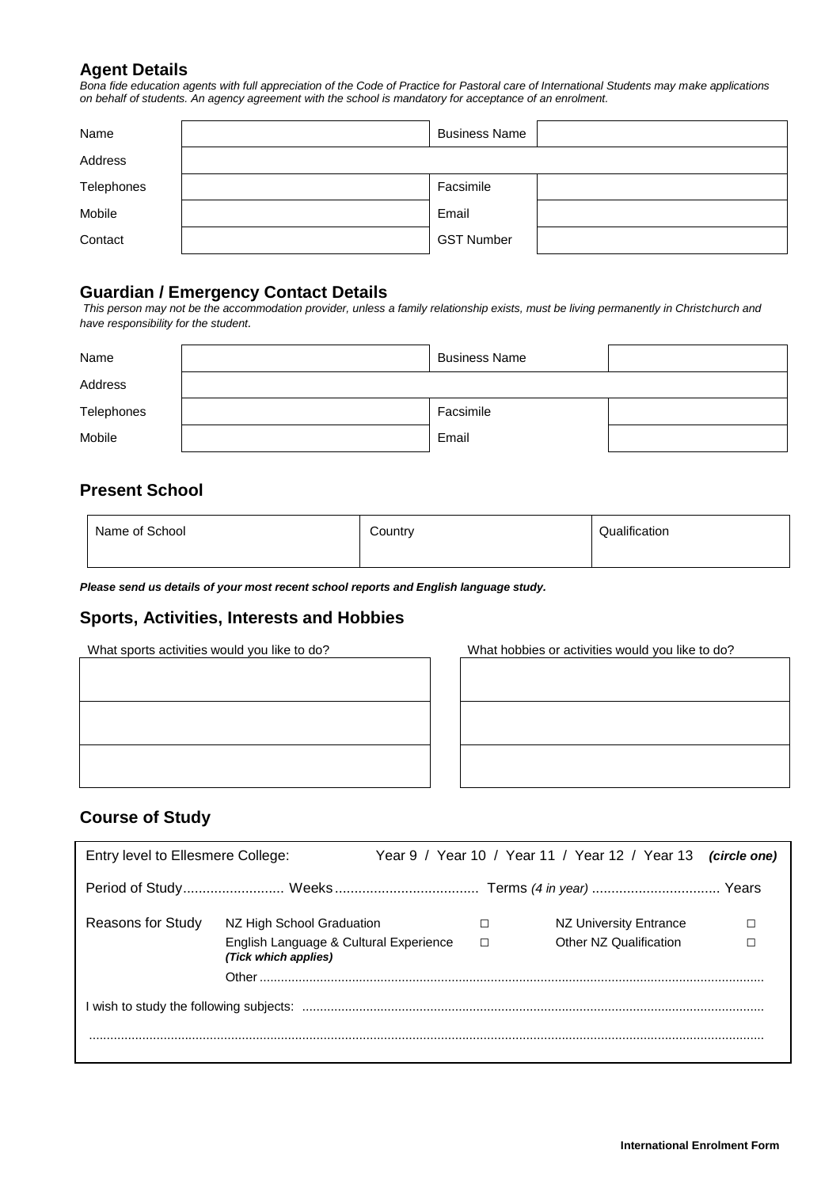## Agent Details

*Bona fide education agents with full appreciation of the Code of Practice for Pastoral care of International Students may make applications on behalf of students. An agency agreement with the school is mandatory for acceptance of an enrolment.*

| | | | |
|---|---|---|---|
| Name | | Business Name | |
| Address | | | |
| Telephones | | Facsimile | |
| Mobile | | Email | |
| Contact | | GST Number | |

## Guardian / Emergency Contact Details

*This person may not be the accommodation provider, unless a family relationship exists, must be living permanently in Christchurch and have responsibility for the student.*

| | | | |
|---|---|---|---|
| Name | | Business Name | |
| Address | | | |
| Telephones | | Facsimile | |
| Mobile | | Email | |

## Present School

| Name of School | Country | Qualification |
|---|---|---|
| | | |

***Please send us details of your most recent school reports and English language study.***

## Sports, Activities, Interests and Hobbies

| What sports activities would you like to do? | What hobbies or activities would you like to do? |
|---|---|
| | |
| | |
| | |

## Course of Study

Entry level to Ellesmere College: Year 9 / Year 10 / Year 11 / Year 12 / Year 13 ***(circle one)***

Period of Study.......................... Weeks..................................... Terms *(4 in year)* ................................ Years

| Reasons for Study | | | | |
|---|---|---|---|---|
| | NZ High School Graduation | □ | NZ University Entrance | □ |
| | English Language & Cultural Experience | □ | Other NZ Qualification | □ |
| | ***(Tick which applies)*** | | | |

Other ........................................................................................................................................

I wish to study the following subjects: ........................................................................................................................................

........................................................................................................................................................................................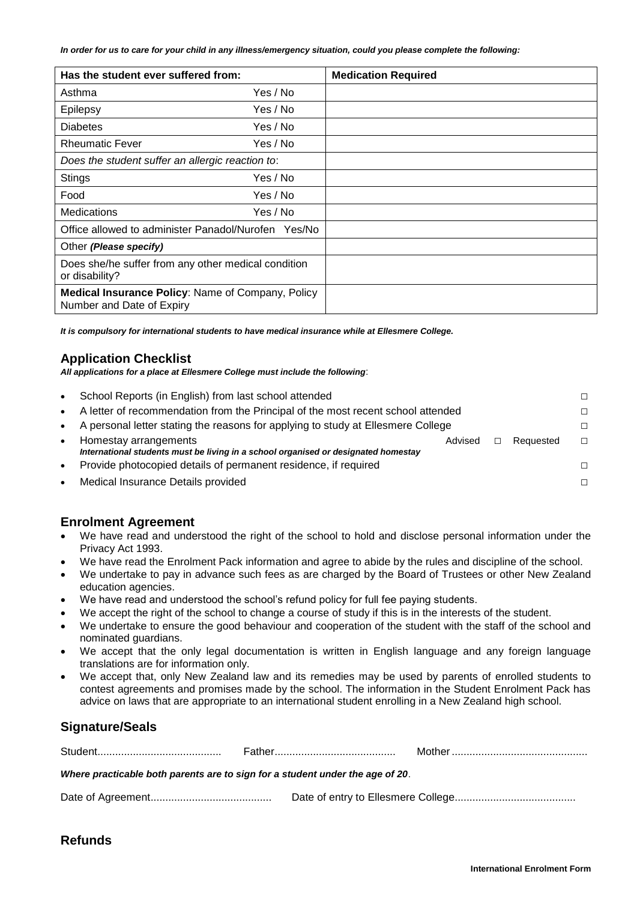***In order for us to care for your child in any illness/emergency situation, could you please complete the following:***

| **Has the student ever suffered from:** | | **Medication Required** |
|---|---|---|
| Asthma | Yes / No | |
| Epilepsy | Yes / No | |
| Diabetes | Yes / No | |
| Rheumatic Fever | Yes / No | |
| *Does the student suffer an allergic reaction to*: | | |
| Stings | Yes / No | |
| Food | Yes / No | |
| Medications | Yes / No | |
| Office allowed to administer Panadol/Nurofen Yes/No | | |
| Other ***(Please specify)*** | | |
| Does she/he suffer from any other medical condition or disability? | | |
| **Medical Insurance Policy**: Name of Company, Policy Number and Date of Expiry | | |

***It is compulsory for international students to have medical insurance while at Ellesmere College.***

## Application Checklist

***All applications for a place at Ellesmere College must include the following***:

- School Reports (in English) from last school attended □
- A letter of recommendation from the Principal of the most recent school attended □
- A personal letter stating the reasons for applying to study at Ellesmere College □
- Homestay arrangements Advised □ Requested □
  ***International students must be living in a school organised or designated homestay***
- Provide photocopied details of permanent residence, if required □
- Medical Insurance Details provided □

## Enrolment Agreement

- We have read and understood the right of the school to hold and disclose personal information under the Privacy Act 1993.
- We have read the Enrolment Pack information and agree to abide by the rules and discipline of the school.
- We undertake to pay in advance such fees as are charged by the Board of Trustees or other New Zealand education agencies.
- We have read and understood the school's refund policy for full fee paying students.
- We accept the right of the school to change a course of study if this is in the interests of the student.
- We undertake to ensure the good behaviour and cooperation of the student with the staff of the school and nominated guardians.
- We accept that the only legal documentation is written in English language and any foreign language translations are for information only.
- We accept that, only New Zealand law and its remedies may be used by parents of enrolled students to contest agreements and promises made by the school. The information in the Student Enrolment Pack has advice on laws that are appropriate to an international student enrolling in a New Zealand high school.

## Signature/Seals

Student.......................................... Father......................................... Mother .............................................

***Where practicable both parents are to sign for a student under the age of 20***.

Date of Agreement......................................... Date of entry to Ellesmere College.........................................

## Refunds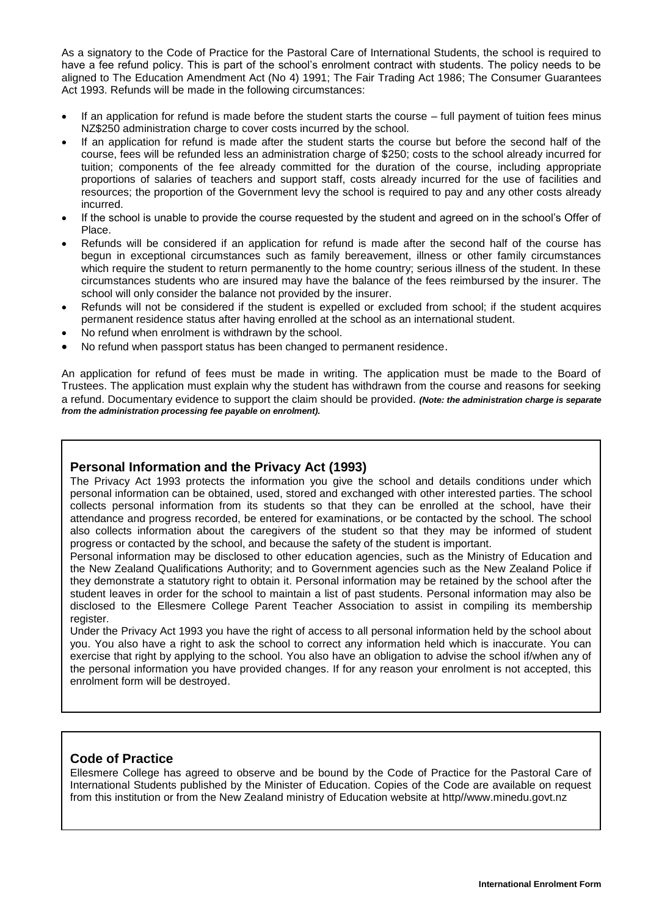As a signatory to the Code of Practice for the Pastoral Care of International Students, the school is required to have a fee refund policy. This is part of the school's enrolment contract with students. The policy needs to be aligned to The Education Amendment Act (No 4) 1991; The Fair Trading Act 1986; The Consumer Guarantees Act 1993. Refunds will be made in the following circumstances:

- If an application for refund is made before the student starts the course – full payment of tuition fees minus NZ$250 administration charge to cover costs incurred by the school.
- If an application for refund is made after the student starts the course but before the second half of the course, fees will be refunded less an administration charge of $250; costs to the school already incurred for tuition; components of the fee already committed for the duration of the course, including appropriate proportions of salaries of teachers and support staff, costs already incurred for the use of facilities and resources; the proportion of the Government levy the school is required to pay and any other costs already incurred.
- If the school is unable to provide the course requested by the student and agreed on in the school's Offer of Place.
- Refunds will be considered if an application for refund is made after the second half of the course has begun in exceptional circumstances such as family bereavement, illness or other family circumstances which require the student to return permanently to the home country; serious illness of the student. In these circumstances students who are insured may have the balance of the fees reimbursed by the insurer. The school will only consider the balance not provided by the insurer.
- Refunds will not be considered if the student is expelled or excluded from school; if the student acquires permanent residence status after having enrolled at the school as an international student.
- No refund when enrolment is withdrawn by the school.
- No refund when passport status has been changed to permanent residence.

An application for refund of fees must be made in writing. The application must be made to the Board of Trustees. The application must explain why the student has withdrawn from the course and reasons for seeking a refund. Documentary evidence to support the claim should be provided. ***(Note: the administration charge is separate from the administration processing fee payable on enrolment).***

## Personal Information and the Privacy Act (1993)

The Privacy Act 1993 protects the information you give the school and details conditions under which personal information can be obtained, used, stored and exchanged with other interested parties. The school collects personal information from its students so that they can be enrolled at the school, have their attendance and progress recorded, be entered for examinations, or be contacted by the school. The school also collects information about the caregivers of the student so that they may be informed of student progress or contacted by the school, and because the safety of the student is important.

Personal information may be disclosed to other education agencies, such as the Ministry of Education and the New Zealand Qualifications Authority; and to Government agencies such as the New Zealand Police if they demonstrate a statutory right to obtain it. Personal information may be retained by the school after the student leaves in order for the school to maintain a list of past students. Personal information may also be disclosed to the Ellesmere College Parent Teacher Association to assist in compiling its membership register.

Under the Privacy Act 1993 you have the right of access to all personal information held by the school about you. You also have a right to ask the school to correct any information held which is inaccurate. You can exercise that right by applying to the school. You also have an obligation to advise the school if/when any of the personal information you have provided changes. If for any reason your enrolment is not accepted, this enrolment form will be destroyed.

## Code of Practice

Ellesmere College has agreed to observe and be bound by the Code of Practice for the Pastoral Care of International Students published by the Minister of Education. Copies of the Code are available on request from this institution or from the New Zealand ministry of Education website at http//www.minedu.govt.nz